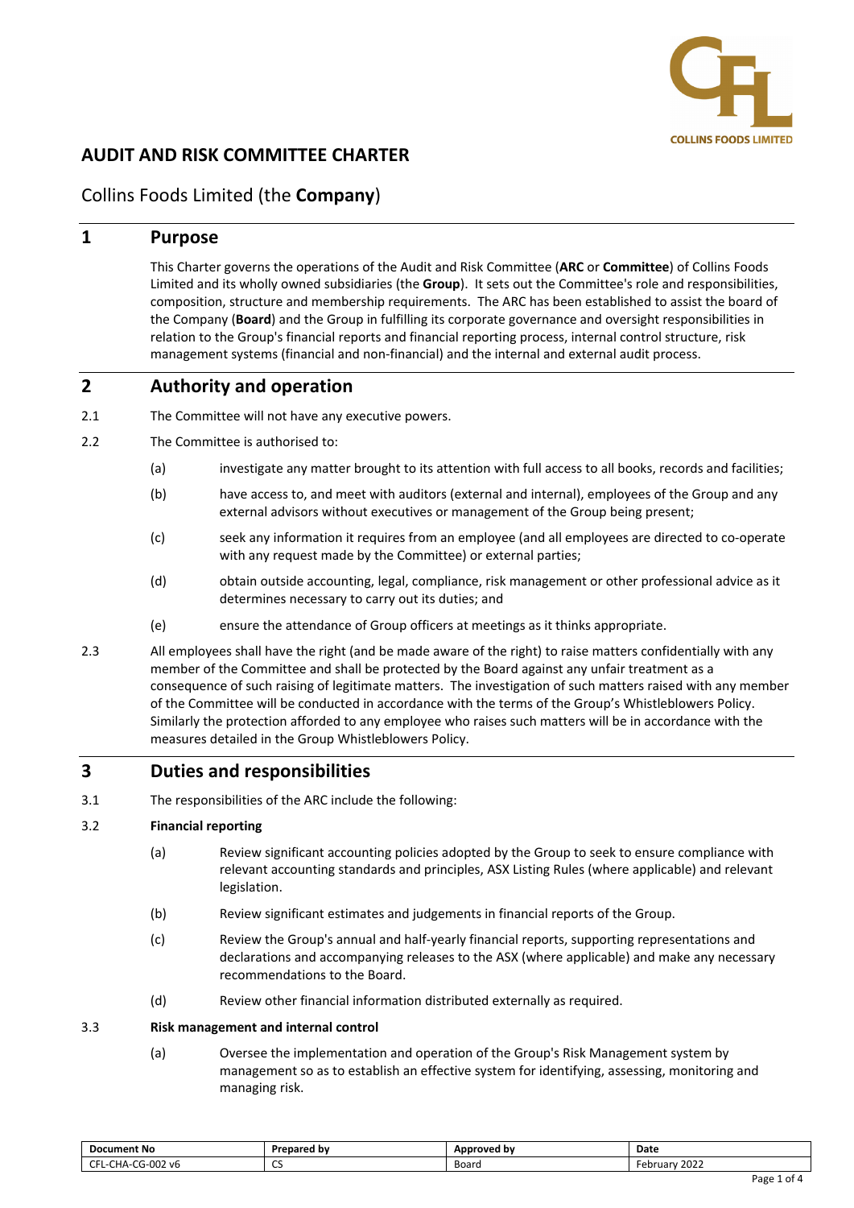# AUDIT AND RISK COMMITTEE CHARTER

Collins Foods Limited (the **Company**)

## 1 Purpose

This Charter governs the operations of the Audit and Risk Committee (**ARC** or **Committee**) of Collins Foods Limited and its wholly owned subsidiaries (the **Group**). It sets out the Committee's role and responsibilities, composition, structure and membership requirements. The ARC has been established to assist the board of the Company (**Board**) and the Group in fulfilling its corporate governance and oversight responsibilities in relation to the Group's financial reports and financial reporting process, internal control structure, risk management systems (financial and non-financial) and the internal and external audit process.

## 2 Authority and operation

2.1 The Committee will not have any executive powers.

2.2 The Committee is authorised to:

(a) investigate any matter brought to its attention with full access to all books, records and facilities;

(b) have access to, and meet with auditors (external and internal), employees of the Group and any external advisors without executives or management of the Group being present;

(c) seek any information it requires from an employee (and all employees are directed to co-operate with any request made by the Committee) or external parties;

(d) obtain outside accounting, legal, compliance, risk management or other professional advice as it determines necessary to carry out its duties; and

(e) ensure the attendance of Group officers at meetings as it thinks appropriate.

2.3 All employees shall have the right (and be made aware of the right) to raise matters confidentially with any member of the Committee and shall be protected by the Board against any unfair treatment as a consequence of such raising of legitimate matters. The investigation of such matters raised with any member of the Committee will be conducted in accordance with the terms of the Group's Whistleblowers Policy. Similarly the protection afforded to any employee who raises such matters will be in accordance with the measures detailed in the Group Whistleblowers Policy.

## 3 Duties and responsibilities

3.1 The responsibilities of the ARC include the following:

3.2 **Financial reporting**

(a) Review significant accounting policies adopted by the Group to seek to ensure compliance with relevant accounting standards and principles, ASX Listing Rules (where applicable) and relevant legislation.

(b) Review significant estimates and judgements in financial reports of the Group.

(c) Review the Group's annual and half-yearly financial reports, supporting representations and declarations and accompanying releases to the ASX (where applicable) and make any necessary recommendations to the Board.

(d) Review other financial information distributed externally as required.

3.3 **Risk management and internal control**

(a) Oversee the implementation and operation of the Group's Risk Management system by management so as to establish an effective system for identifying, assessing, monitoring and managing risk.

| Document No | Prepared by | Approved by | Date |
| --- | --- | --- | --- |
| CFL-CHA-CG-002 v6 | CS | Board | February 2022 |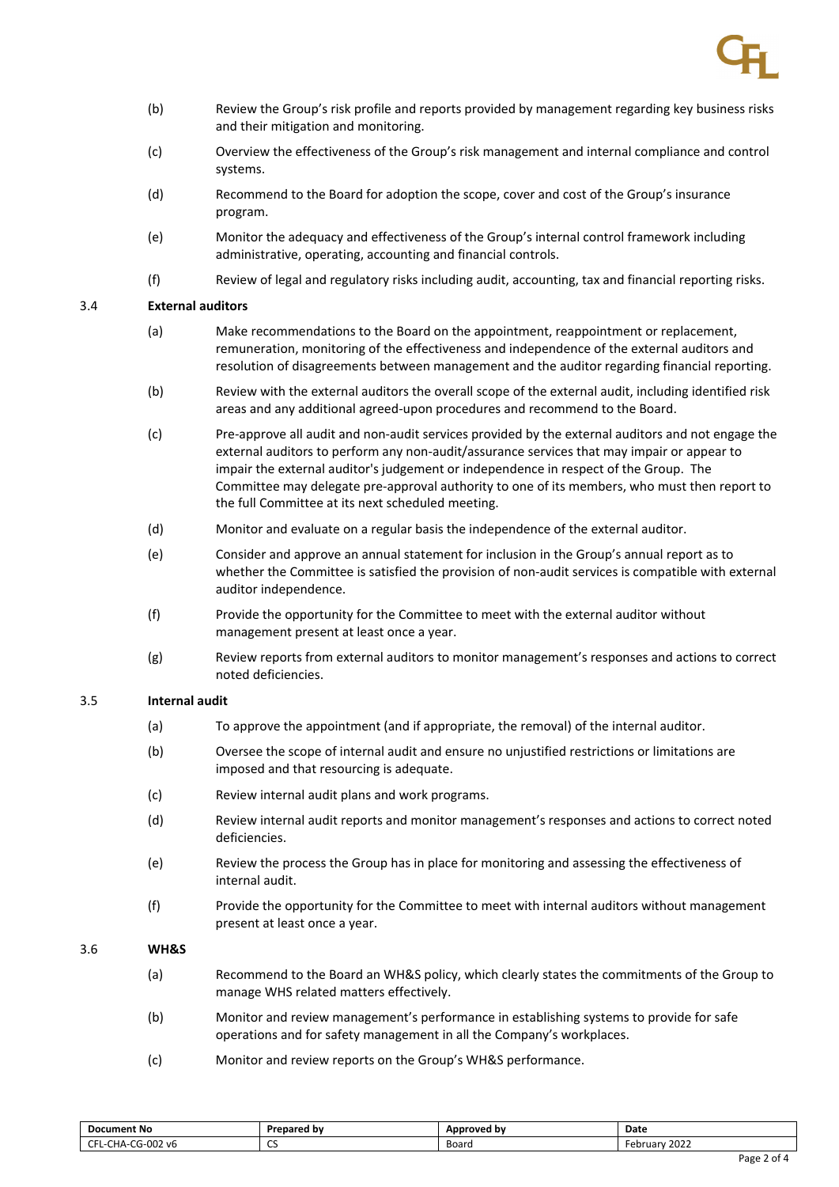(b) Review the Group's risk profile and reports provided by management regarding key business risks and their mitigation and monitoring.

(c) Overview the effectiveness of the Group's risk management and internal compliance and control systems.

(d) Recommend to the Board for adoption the scope, cover and cost of the Group's insurance program.

(e) Monitor the adequacy and effectiveness of the Group's internal control framework including administrative, operating, accounting and financial controls.

(f) Review of legal and regulatory risks including audit, accounting, tax and financial reporting risks.

### 3.4 External auditors

(a) Make recommendations to the Board on the appointment, reappointment or replacement, remuneration, monitoring of the effectiveness and independence of the external auditors and resolution of disagreements between management and the auditor regarding financial reporting.

(b) Review with the external auditors the overall scope of the external audit, including identified risk areas and any additional agreed-upon procedures and recommend to the Board.

(c) Pre-approve all audit and non-audit services provided by the external auditors and not engage the external auditors to perform any non-audit/assurance services that may impair or appear to impair the external auditor's judgement or independence in respect of the Group. The Committee may delegate pre-approval authority to one of its members, who must then report to the full Committee at its next scheduled meeting.

(d) Monitor and evaluate on a regular basis the independence of the external auditor.

(e) Consider and approve an annual statement for inclusion in the Group's annual report as to whether the Committee is satisfied the provision of non-audit services is compatible with external auditor independence.

(f) Provide the opportunity for the Committee to meet with the external auditor without management present at least once a year.

(g) Review reports from external auditors to monitor management's responses and actions to correct noted deficiencies.

### 3.5 Internal audit

(a) To approve the appointment (and if appropriate, the removal) of the internal auditor.

(b) Oversee the scope of internal audit and ensure no unjustified restrictions or limitations are imposed and that resourcing is adequate.

(c) Review internal audit plans and work programs.

(d) Review internal audit reports and monitor management's responses and actions to correct noted deficiencies.

(e) Review the process the Group has in place for monitoring and assessing the effectiveness of internal audit.

(f) Provide the opportunity for the Committee to meet with internal auditors without management present at least once a year.

### 3.6 WH&S

(a) Recommend to the Board an WH&S policy, which clearly states the commitments of the Group to manage WHS related matters effectively.

(b) Monitor and review management's performance in establishing systems to provide for safe operations and for safety management in all the Company's workplaces.

(c) Monitor and review reports on the Group's WH&S performance.

| Document No | Prepared by | Approved by | Date |
|---|---|---|---|
| CFL-CHA-CG-002 v6 | CS | Board | February 2022 |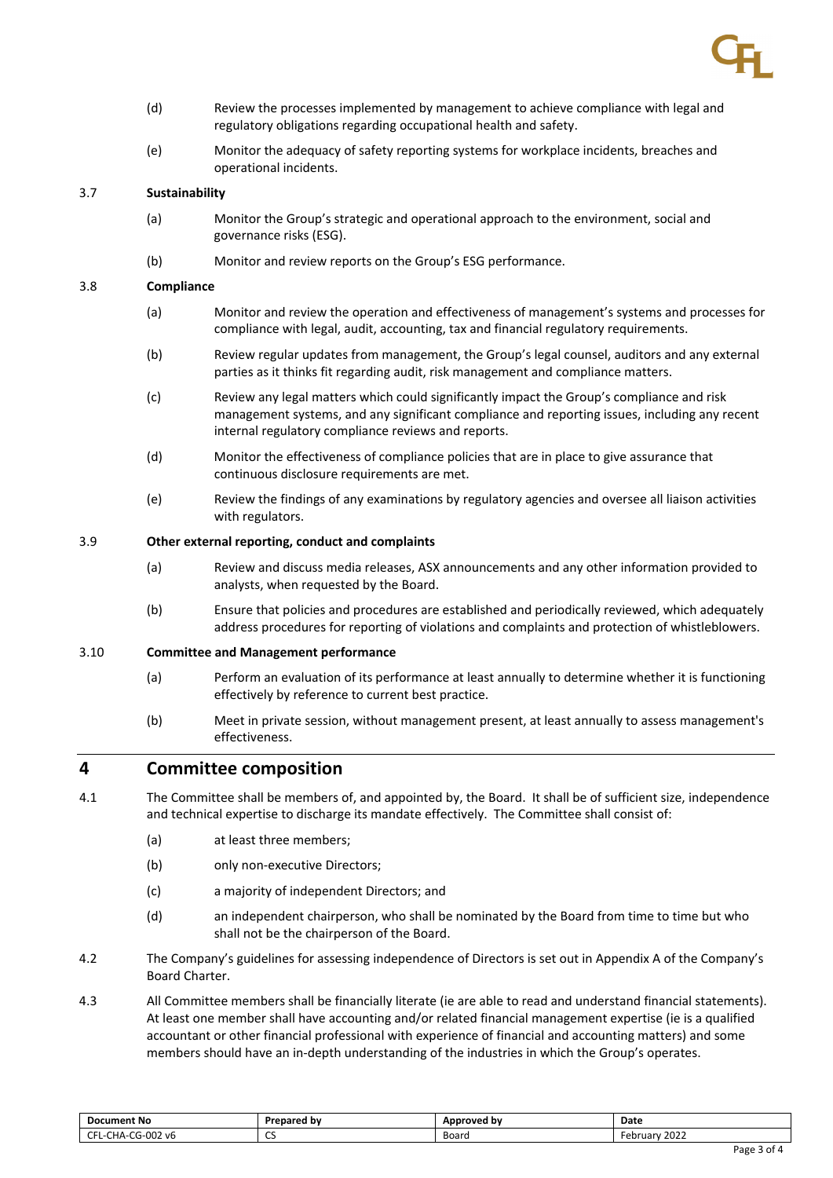(d) Review the processes implemented by management to achieve compliance with legal and regulatory obligations regarding occupational health and safety.

(e) Monitor the adequacy of safety reporting systems for workplace incidents, breaches and operational incidents.

3.7 **Sustainability**

(a) Monitor the Group's strategic and operational approach to the environment, social and governance risks (ESG).

(b) Monitor and review reports on the Group's ESG performance.

3.8 **Compliance**

(a) Monitor and review the operation and effectiveness of management's systems and processes for compliance with legal, audit, accounting, tax and financial regulatory requirements.

(b) Review regular updates from management, the Group's legal counsel, auditors and any external parties as it thinks fit regarding audit, risk management and compliance matters.

(c) Review any legal matters which could significantly impact the Group's compliance and risk management systems, and any significant compliance and reporting issues, including any recent internal regulatory compliance reviews and reports.

(d) Monitor the effectiveness of compliance policies that are in place to give assurance that continuous disclosure requirements are met.

(e) Review the findings of any examinations by regulatory agencies and oversee all liaison activities with regulators.

3.9 **Other external reporting, conduct and complaints**

(a) Review and discuss media releases, ASX announcements and any other information provided to analysts, when requested by the Board.

(b) Ensure that policies and procedures are established and periodically reviewed, which adequately address procedures for reporting of violations and complaints and protection of whistleblowers.

3.10 **Committee and Management performance**

(a) Perform an evaluation of its performance at least annually to determine whether it is functioning effectively by reference to current best practice.

(b) Meet in private session, without management present, at least annually to assess management's effectiveness.

## 4 Committee composition

4.1 The Committee shall be members of, and appointed by, the Board. It shall be of sufficient size, independence and technical expertise to discharge its mandate effectively. The Committee shall consist of:

(a) at least three members;

(b) only non-executive Directors;

(c) a majority of independent Directors; and

(d) an independent chairperson, who shall be nominated by the Board from time to time but who shall not be the chairperson of the Board.

4.2 The Company's guidelines for assessing independence of Directors is set out in Appendix A of the Company's Board Charter.

4.3 All Committee members shall be financially literate (ie are able to read and understand financial statements). At least one member shall have accounting and/or related financial management expertise (ie is a qualified accountant or other financial professional with experience of financial and accounting matters) and some members should have an in-depth understanding of the industries in which the Group's operates.

| Document No | Prepared by | Approved by | Date |
|---|---|---|---|
| CFL-CHA-CG-002 v6 | CS | Board | February 2022 |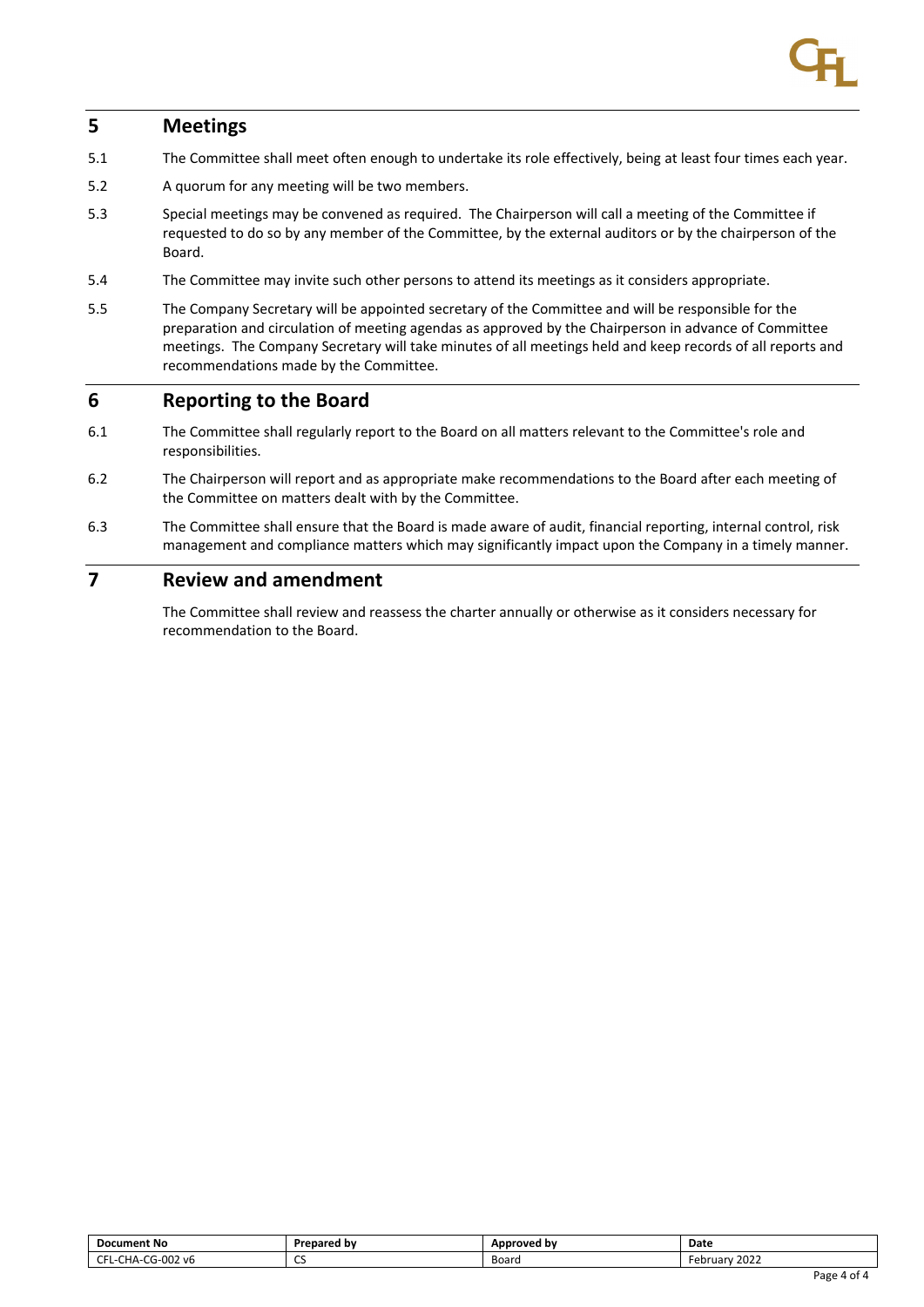## 5 Meetings

5.1 The Committee shall meet often enough to undertake its role effectively, being at least four times each year.

5.2 A quorum for any meeting will be two members.

5.3 Special meetings may be convened as required. The Chairperson will call a meeting of the Committee if requested to do so by any member of the Committee, by the external auditors or by the chairperson of the Board.

5.4 The Committee may invite such other persons to attend its meetings as it considers appropriate.

5.5 The Company Secretary will be appointed secretary of the Committee and will be responsible for the preparation and circulation of meeting agendas as approved by the Chairperson in advance of Committee meetings. The Company Secretary will take minutes of all meetings held and keep records of all reports and recommendations made by the Committee.

## 6 Reporting to the Board

6.1 The Committee shall regularly report to the Board on all matters relevant to the Committee's role and responsibilities.

6.2 The Chairperson will report and as appropriate make recommendations to the Board after each meeting of the Committee on matters dealt with by the Committee.

6.3 The Committee shall ensure that the Board is made aware of audit, financial reporting, internal control, risk management and compliance matters which may significantly impact upon the Company in a timely manner.

## 7 Review and amendment

The Committee shall review and reassess the charter annually or otherwise as it considers necessary for recommendation to the Board.

| Document No | Prepared by | Approved by | Date |
|---|---|---|---|
| CFL-CHA-CG-002 v6 | CS | Board | February 2022 |